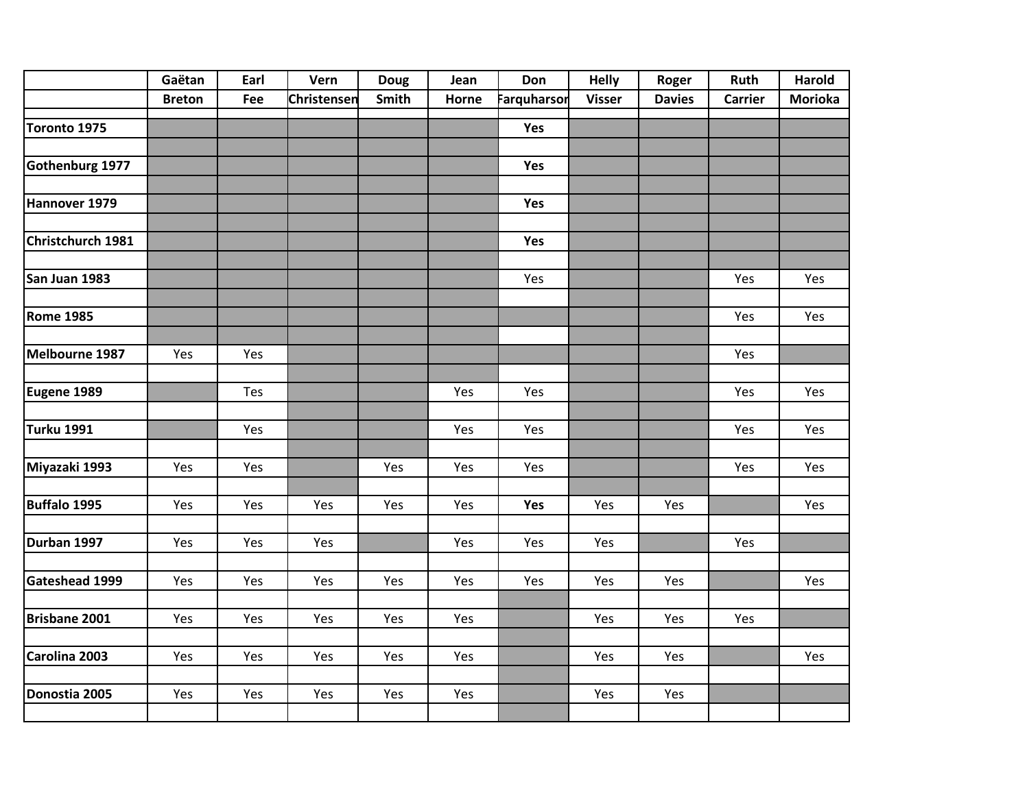| | Gaëtan Breton | Earl Fee | Vern Christensen | Doug Smith | Jean Horne | Don Farquharson | Helly Visser | Roger Davies | Ruth Carrier | Harold Morioka |
|---|---|---|---|---|---|---|---|---|---|---|
| **Toronto 1975** | | | | | | **Yes** | | | | |
| **Gothenburg 1977** | | | | | | **Yes** | | | | |
| **Hannover 1979** | | | | | | **Yes** | | | | |
| **Christchurch 1981** | | | | | | **Yes** | | | | |
| **San Juan 1983** | | | | | | Yes | | | Yes | Yes |
| **Rome 1985** | | | | | | | | | Yes | Yes |
| **Melbourne 1987** | Yes | Yes | | | | | | | Yes | |
| **Eugene 1989** | | Tes | | | Yes | Yes | | | Yes | Yes |
| **Turku 1991** | | Yes | | | Yes | Yes | | | Yes | Yes |
| **Miyazaki 1993** | Yes | Yes | | Yes | Yes | Yes | | | Yes | Yes |
| **Buffalo 1995** | Yes | Yes | Yes | Yes | Yes | **Yes** | Yes | Yes | | Yes |
| **Durban 1997** | Yes | Yes | Yes | | Yes | Yes | Yes | | Yes | |
| **Gateshead 1999** | Yes | Yes | Yes | Yes | Yes | Yes | Yes | Yes | | Yes |
| **Brisbane 2001** | Yes | Yes | Yes | Yes | Yes | | Yes | Yes | Yes | |
| **Carolina 2003** | Yes | Yes | Yes | Yes | Yes | | Yes | Yes | | Yes |
| **Donostia 2005** | Yes | Yes | Yes | Yes | Yes | | Yes | Yes | | |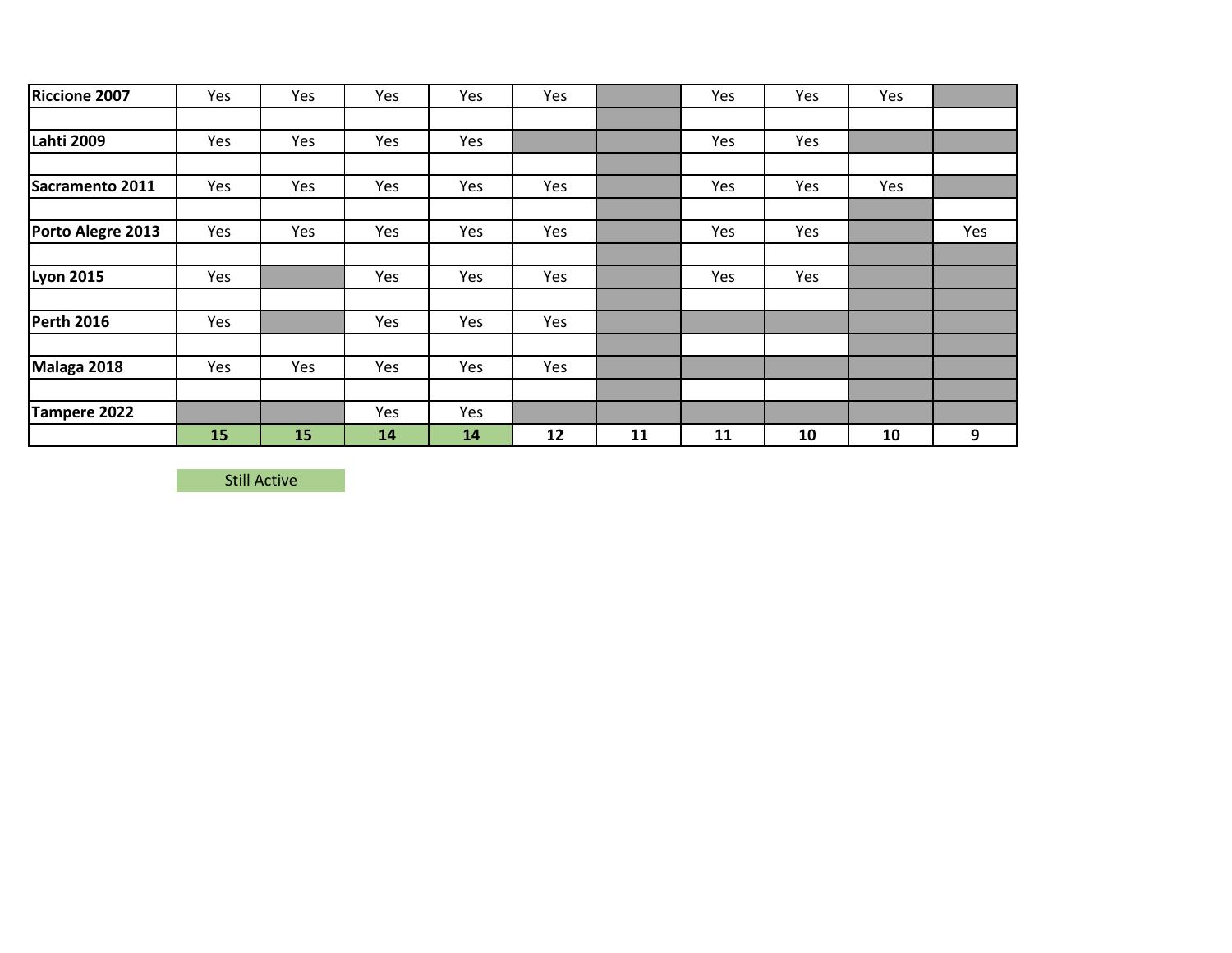| | | | | | | | | | | |
|---|---|---|---|---|---|---|---|---|---|---|
| **Riccione 2007** | Yes | Yes | Yes | Yes | Yes | | Yes | Yes | Yes | |
| | | | | | | | | | | |
| **Lahti 2009** | Yes | Yes | Yes | Yes | | | Yes | Yes | | |
| | | | | | | | | | | |
| **Sacramento 2011** | Yes | Yes | Yes | Yes | Yes | | Yes | Yes | Yes | |
| | | | | | | | | | | |
| **Porto Alegre 2013** | Yes | Yes | Yes | Yes | Yes | | Yes | Yes | | Yes |
| | | | | | | | | | | |
| **Lyon 2015** | Yes | | Yes | Yes | Yes | | Yes | Yes | | |
| | | | | | | | | | | |
| **Perth 2016** | Yes | | Yes | Yes | Yes | | | | | |
| | | | | | | | | | | |
| **Malaga 2018** | Yes | Yes | Yes | Yes | Yes | | | | | |
| | | | | | | | | | | |
| **Tampere 2022** | | | Yes | Yes | | | | | | |
| | **15** | **15** | **14** | **14** | **12** | **11** | **11** | **10** | **10** | **9** |

Still Active